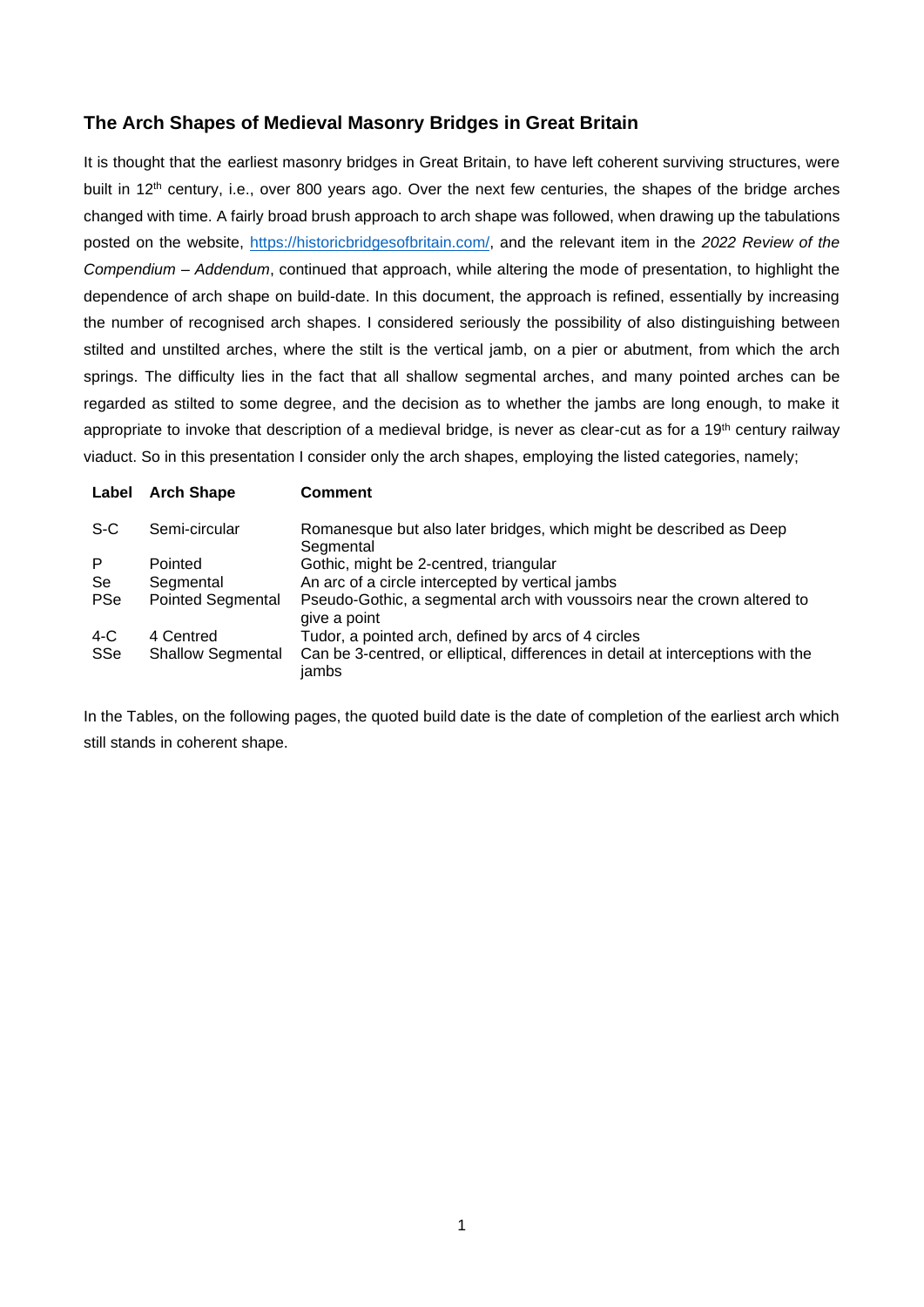## The Arch Shapes of Medieval Masonry Bridges in Great Britain

It is thought that the earliest masonry bridges in Great Britain, to have left coherent surviving structures, were built in 12th century, i.e., over 800 years ago. Over the next few centuries, the shapes of the bridge arches changed with time. A fairly broad brush approach to arch shape was followed, when drawing up the tabulations posted on the website, https://historicbridgesofbritain.com/, and the relevant item in the *2022 Review of the Compendium – Addendum*, continued that approach, while altering the mode of presentation, to highlight the dependence of arch shape on build-date. In this document, the approach is refined, essentially by increasing the number of recognised arch shapes. I considered seriously the possibility of also distinguishing between stilted and unstilted arches, where the stilt is the vertical jamb, on a pier or abutment, from which the arch springs. The difficulty lies in the fact that all shallow segmental arches, and many pointed arches can be regarded as stilted to some degree, and the decision as to whether the jambs are long enough, to make it appropriate to invoke that description of a medieval bridge, is never as clear-cut as for a 19th century railway viaduct. So in this presentation I consider only the arch shapes, employing the listed categories, namely;

| Label | Arch Shape | Comment |
|---|---|---|
| S-C | Semi-circular | Romanesque but also later bridges, which might be described as Deep Segmental |
| P | Pointed | Gothic, might be 2-centred, triangular |
| Se | Segmental | An arc of a circle intercepted by vertical jambs |
| PSe | Pointed Segmental | Pseudo-Gothic, a segmental arch with voussoirs near the crown altered to give a point |
| 4-C | 4 Centred | Tudor, a pointed arch, defined by arcs of 4 circles |
| SSe | Shallow Segmental | Can be 3-centred, or elliptical, differences in detail at interceptions with the jambs |

In the Tables, on the following pages, the quoted build date is the date of completion of the earliest arch which still stands in coherent shape.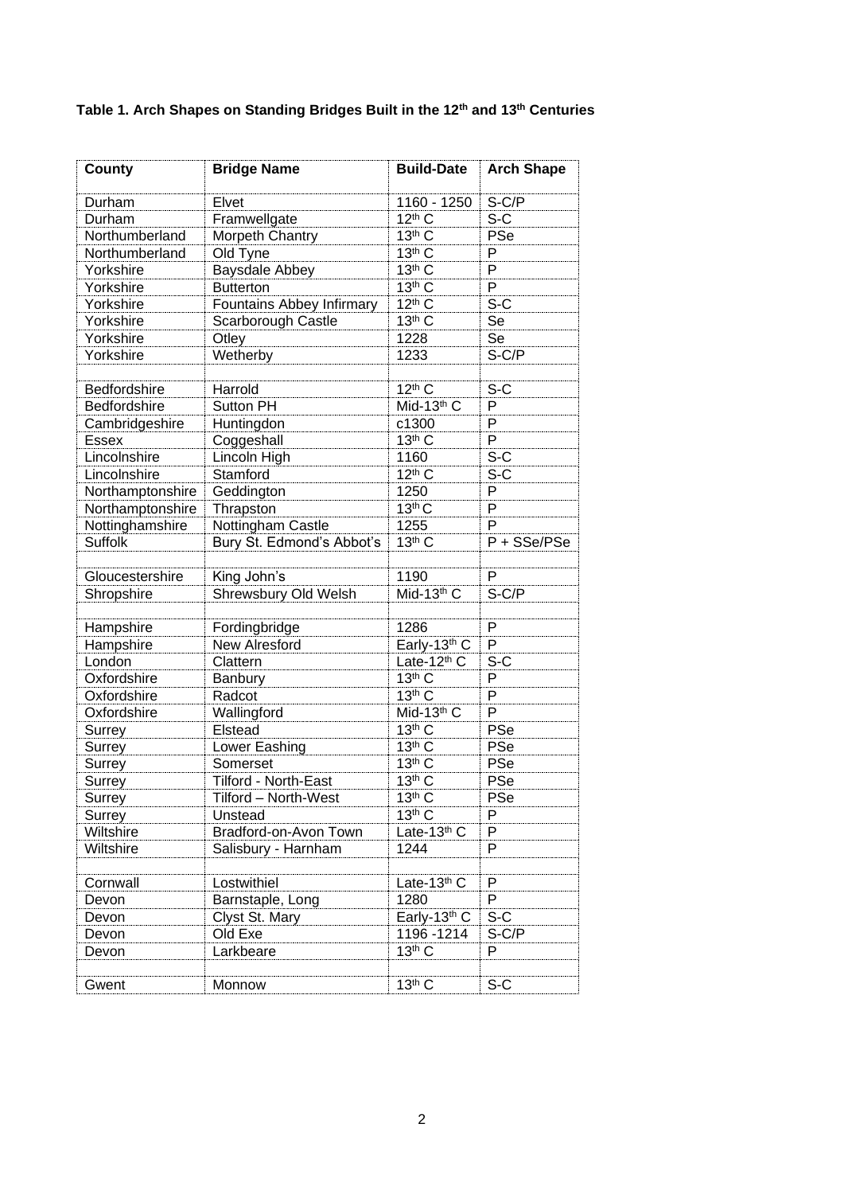**Table 1. Arch Shapes on Standing Bridges Built in the 12th and 13th Centuries**

| County | Bridge Name | Build-Date | Arch Shape |
|---|---|---|---|
| Durham | Elvet | 1160 - 1250 | S-C/P |
| Durham | Framwellgate | 12th C | S-C |
| Northumberland | Morpeth Chantry | 13th C | PSe |
| Northumberland | Old Tyne | 13th C | P |
| Yorkshire | Baysdale Abbey | 13th C | P |
| Yorkshire | Butterton | 13th C | P |
| Yorkshire | Fountains Abbey Infirmary | 12th C | S-C |
| Yorkshire | Scarborough Castle | 13th C | Se |
| Yorkshire | Otley | 1228 | Se |
| Yorkshire | Wetherby | 1233 | S-C/P |
| | | | |
| Bedfordshire | Harrold | 12th C | S-C |
| Bedfordshire | Sutton PH | Mid-13th C | P |
| Cambridgeshire | Huntingdon | c1300 | P |
| Essex | Coggeshall | 13th C | P |
| Lincolnshire | Lincoln High | 1160 | S-C |
| Lincolnshire | Stamford | 12th C | S-C |
| Northamptonshire | Geddington | 1250 | P |
| Northamptonshire | Thrapston | 13th C | P |
| Nottinghamshire | Nottingham Castle | 1255 | P |
| Suffolk | Bury St. Edmond's Abbot's | 13th C | P + SSe/PSe |
| | | | |
| Gloucestershire | King John's | 1190 | P |
| Shropshire | Shrewsbury Old Welsh | Mid-13th C | S-C/P |
| | | | |
| Hampshire | Fordingbridge | 1286 | P |
| Hampshire | New Alresford | Early-13th C | P |
| London | Clattern | Late-12th C | S-C |
| Oxfordshire | Banbury | 13th C | P |
| Oxfordshire | Radcot | 13th C | P |
| Oxfordshire | Wallingford | Mid-13th C | P |
| Surrey | Elstead | 13th C | PSe |
| Surrey | Lower Eashing | 13th C | PSe |
| Surrey | Somerset | 13th C | PSe |
| Surrey | Tilford - North-East | 13th C | PSe |
| Surrey | Tilford – North-West | 13th C | PSe |
| Surrey | Unstead | 13th C | P |
| Wiltshire | Bradford-on-Avon Town | Late-13th C | P |
| Wiltshire | Salisbury - Harnham | 1244 | P |
| | | | |
| Cornwall | Lostwithiel | Late-13th C | P |
| Devon | Barnstaple, Long | 1280 | P |
| Devon | Clyst St. Mary | Early-13th C | S-C |
| Devon | Old Exe | 1196 -1214 | S-C/P |
| Devon | Larkbeare | 13th C | P |
| | | | |
| Gwent | Monnow | 13th C | S-C |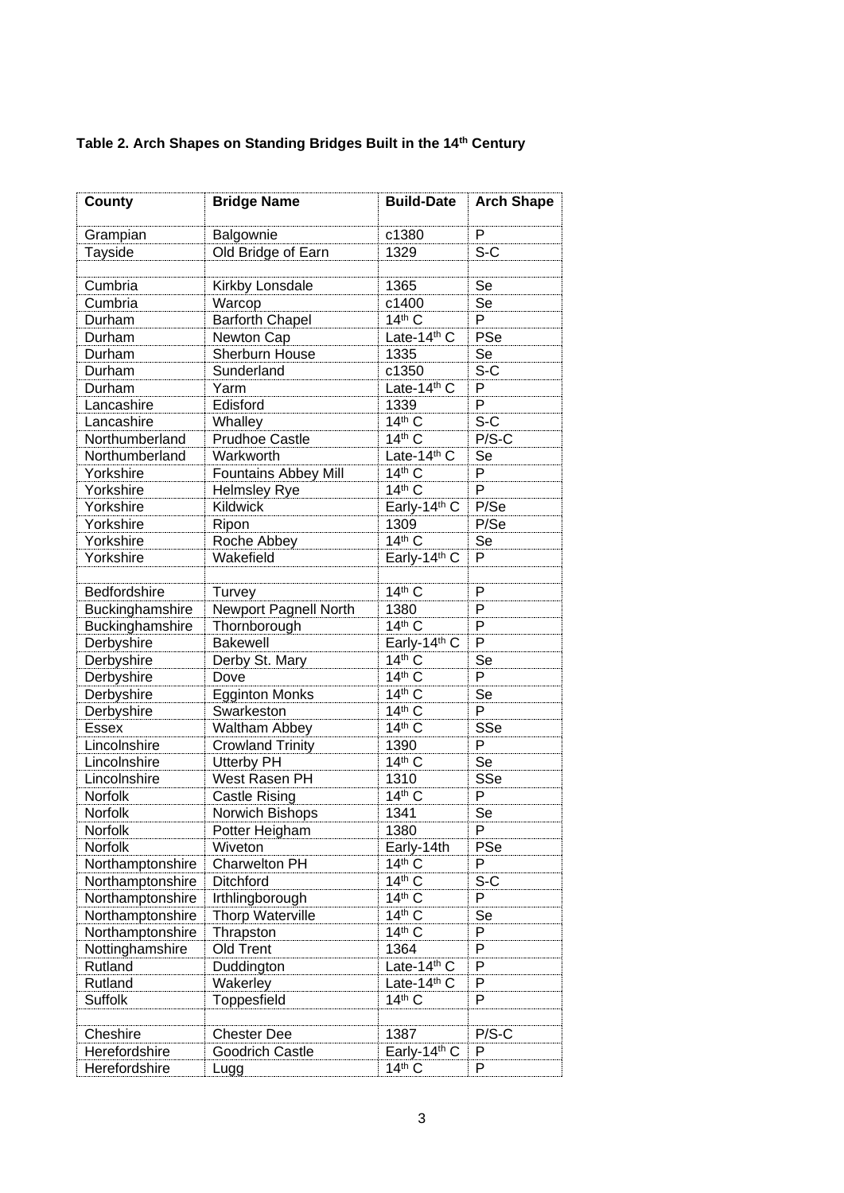**Table 2. Arch Shapes on Standing Bridges Built in the 14th Century**

| County | Bridge Name | Build-Date | Arch Shape |
|---|---|---|---|
| Grampian | Balgownie | c1380 | P |
| Tayside | Old Bridge of Earn | 1329 | S-C |
| | | | |
| Cumbria | Kirkby Lonsdale | 1365 | Se |
| Cumbria | Warcop | c1400 | Se |
| Durham | Barforth Chapel | 14th C | P |
| Durham | Newton Cap | Late-14th C | PSe |
| Durham | Sherburn House | 1335 | Se |
| Durham | Sunderland | c1350 | S-C |
| Durham | Yarm | Late-14th C | P |
| Lancashire | Edisford | 1339 | P |
| Lancashire | Whalley | 14th C | S-C |
| Northumberland | Prudhoe Castle | 14th C | P/S-C |
| Northumberland | Warkworth | Late-14th C | Se |
| Yorkshire | Fountains Abbey Mill | 14th C | P |
| Yorkshire | Helmsley Rye | 14th C | P |
| Yorkshire | Kildwick | Early-14th C | P/Se |
| Yorkshire | Ripon | 1309 | P/Se |
| Yorkshire | Roche Abbey | 14th C | Se |
| Yorkshire | Wakefield | Early-14th C | P |
| | | | |
| Bedfordshire | Turvey | 14th C | P |
| Buckinghamshire | Newport Pagnell North | 1380 | P |
| Buckinghamshire | Thornborough | 14th C | P |
| Derbyshire | Bakewell | Early-14th C | P |
| Derbyshire | Derby St. Mary | 14th C | Se |
| Derbyshire | Dove | 14th C | P |
| Derbyshire | Egginton Monks | 14th C | Se |
| Derbyshire | Swarkeston | 14th C | P |
| Essex | Waltham Abbey | 14th C | SSe |
| Lincolnshire | Crowland Trinity | 1390 | P |
| Lincolnshire | Utterby PH | 14th C | Se |
| Lincolnshire | West Rasen PH | 1310 | SSe |
| Norfolk | Castle Rising | 14th C | P |
| Norfolk | Norwich Bishops | 1341 | Se |
| Norfolk | Potter Heigham | 1380 | P |
| Norfolk | Wiveton | Early-14th | PSe |
| Northamptonshire | Charwelton PH | 14th C | P |
| Northamptonshire | Ditchford | 14th C | S-C |
| Northamptonshire | Irthlingborough | 14th C | P |
| Northamptonshire | Thorp Waterville | 14th C | Se |
| Northamptonshire | Thrapston | 14th C | P |
| Nottinghamshire | Old Trent | 1364 | P |
| Rutland | Duddington | Late-14th C | P |
| Rutland | Wakerley | Late-14th C | P |
| Suffolk | Toppesfield | 14th C | P |
| | | | |
| Cheshire | Chester Dee | 1387 | P/S-C |
| Herefordshire | Goodrich Castle | Early-14th C | P |
| Herefordshire | Lugg | 14th C | P |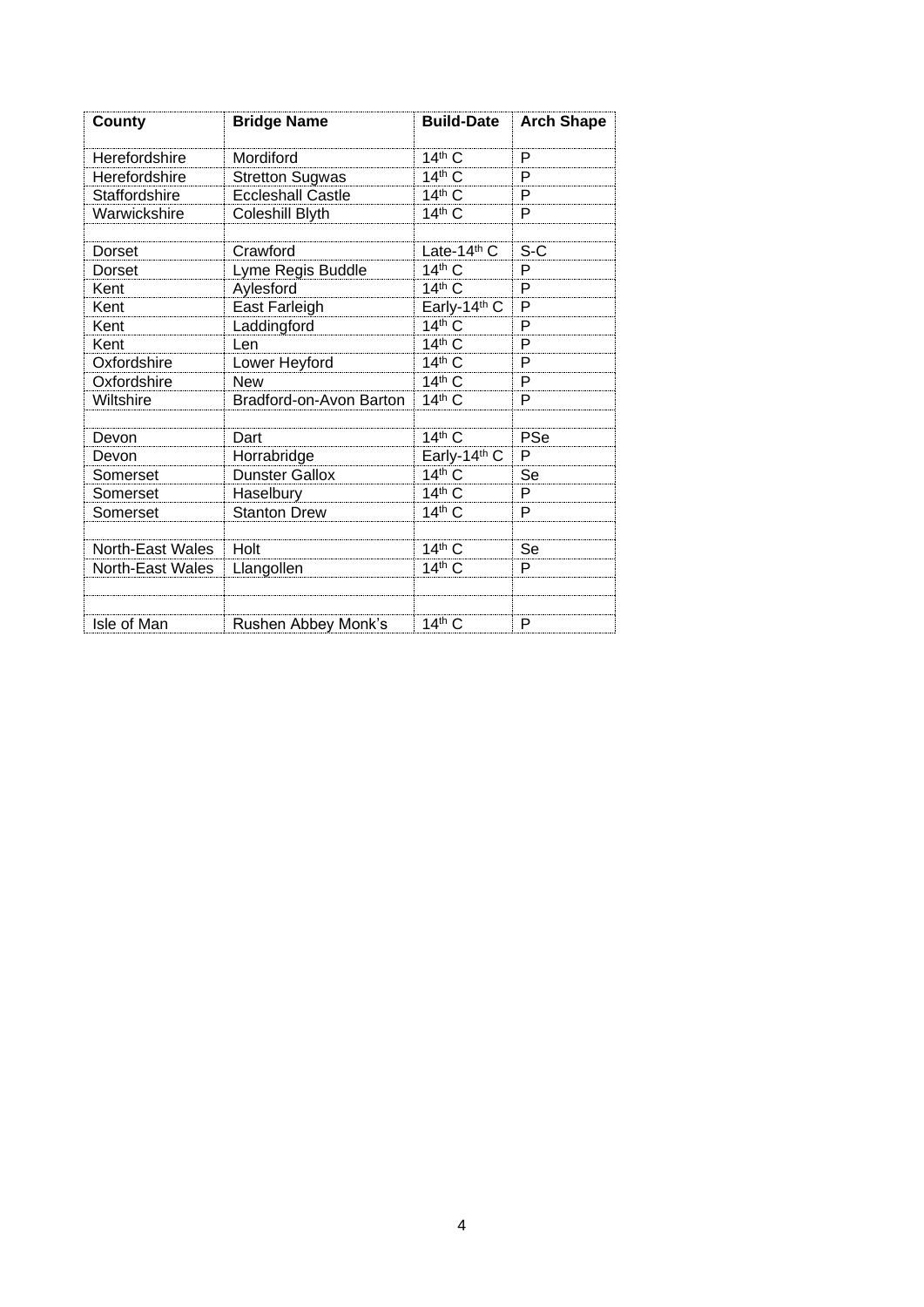| County | Bridge Name | Build-Date | Arch Shape |
|---|---|---|---|
| Herefordshire | Mordiford | $14^{th}$ C | P |
| Herefordshire | Stretton Sugwas | $14^{th}$ C | P |
| Staffordshire | Eccleshall Castle | $14^{th}$ C | P |
| Warwickshire | Coleshill Blyth | $14^{th}$ C | P |
| | | | |
| Dorset | Crawford | Late-$14^{th}$ C | S-C |
| Dorset | Lyme Regis Buddle | $14^{th}$ C | P |
| Kent | Aylesford | $14^{th}$ C | P |
| Kent | East Farleigh | Early-$14^{th}$ C | P |
| Kent | Laddingford | $14^{th}$ C | P |
| Kent | Len | $14^{th}$ C | P |
| Oxfordshire | Lower Heyford | $14^{th}$ C | P |
| Oxfordshire | New | $14^{th}$ C | P |
| Wiltshire | Bradford-on-Avon Barton | $14^{th}$ C | P |
| | | | |
| Devon | Dart | $14^{th}$ C | PSe |
| Devon | Horrabridge | Early-$14^{th}$ C | P |
| Somerset | Dunster Gallox | $14^{th}$ C | Se |
| Somerset | Haselbury | $14^{th}$ C | P |
| Somerset | Stanton Drew | $14^{th}$ C | P |
| | | | |
| North-East Wales | Holt | $14^{th}$ C | Se |
| North-East Wales | Llangollen | $14^{th}$ C | P |
| | | | |
| | | | |
| Isle of Man | Rushen Abbey Monk's | $14^{th}$ C | P |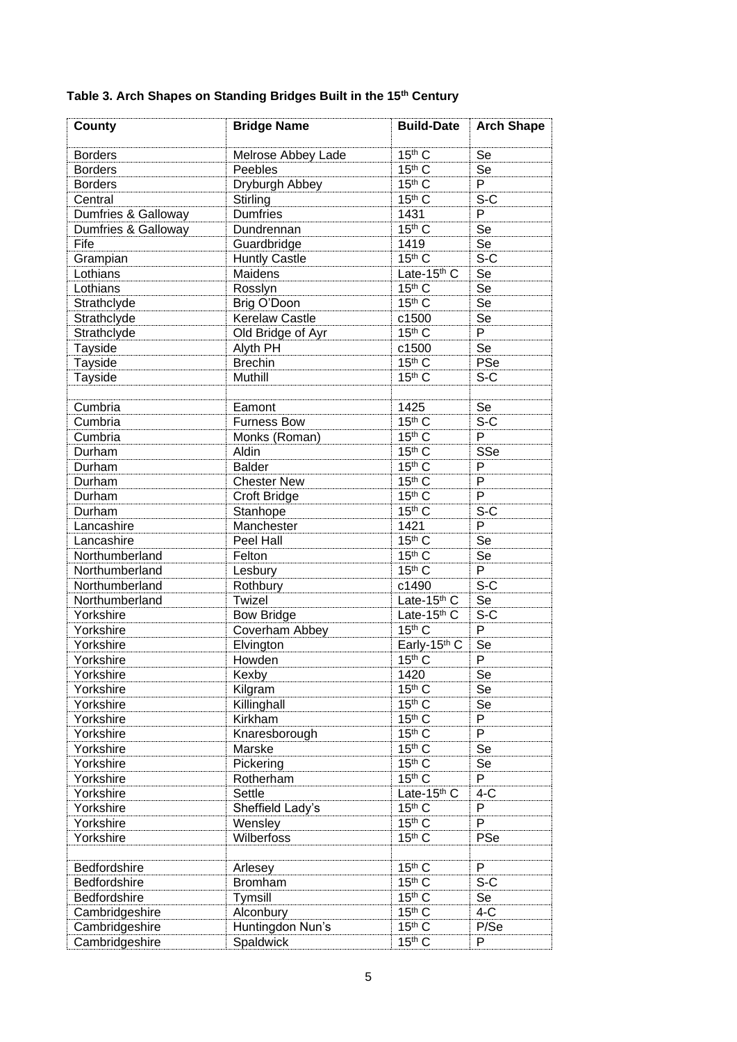**Table 3. Arch Shapes on Standing Bridges Built in the 15th Century**

| County | Bridge Name | Build-Date | Arch Shape |
|---|---|---|---|
| Borders | Melrose Abbey Lade | 15th C | Se |
| Borders | Peebles | 15th C | Se |
| Borders | Dryburgh Abbey | 15th C | P |
| Central | Stirling | 15th C | S-C |
| Dumfries & Galloway | Dumfries | 1431 | P |
| Dumfries & Galloway | Dundrennan | 15th C | Se |
| Fife | Guardbridge | 1419 | Se |
| Grampian | Huntly Castle | 15th C | S-C |
| Lothians | Maidens | Late-15th C | Se |
| Lothians | Rosslyn | 15th C | Se |
| Strathclyde | Brig O'Doon | 15th C | Se |
| Strathclyde | Kerelaw Castle | c1500 | Se |
| Strathclyde | Old Bridge of Ayr | 15th C | P |
| Tayside | Alyth PH | c1500 | Se |
| Tayside | Brechin | 15th C | PSe |
| Tayside | Muthill | 15th C | S-C |
| | | | |
| Cumbria | Eamont | 1425 | Se |
| Cumbria | Furness Bow | 15th C | S-C |
| Cumbria | Monks (Roman) | 15th C | P |
| Durham | Aldin | 15th C | SSe |
| Durham | Balder | 15th C | P |
| Durham | Chester New | 15th C | P |
| Durham | Croft Bridge | 15th C | P |
| Durham | Stanhope | 15th C | S-C |
| Lancashire | Manchester | 1421 | P |
| Lancashire | Peel Hall | 15th C | Se |
| Northumberland | Felton | 15th C | Se |
| Northumberland | Lesbury | 15th C | P |
| Northumberland | Rothbury | c1490 | S-C |
| Northumberland | Twizel | Late-15th C | Se |
| Yorkshire | Bow Bridge | Late-15th C | S-C |
| Yorkshire | Coverham Abbey | 15th C | P |
| Yorkshire | Elvington | Early-15th C | Se |
| Yorkshire | Howden | 15th C | P |
| Yorkshire | Kexby | 1420 | Se |
| Yorkshire | Kilgram | 15th C | Se |
| Yorkshire | Killinghall | 15th C | Se |
| Yorkshire | Kirkham | 15th C | P |
| Yorkshire | Knaresborough | 15th C | P |
| Yorkshire | Marske | 15th C | Se |
| Yorkshire | Pickering | 15th C | Se |
| Yorkshire | Rotherham | 15th C | P |
| Yorkshire | Settle | Late-15th C | 4-C |
| Yorkshire | Sheffield Lady's | 15th C | P |
| Yorkshire | Wensley | 15th C | P |
| Yorkshire | Wilberfoss | 15th C | PSe |
| | | | |
| Bedfordshire | Arlesey | 15th C | P |
| Bedfordshire | Bromham | 15th C | S-C |
| Bedfordshire | Tymsill | 15th C | Se |
| Cambridgeshire | Alconbury | 15th C | 4-C |
| Cambridgeshire | Huntingdon Nun's | 15th C | P/Se |
| Cambridgeshire | Spaldwick | 15th C | P |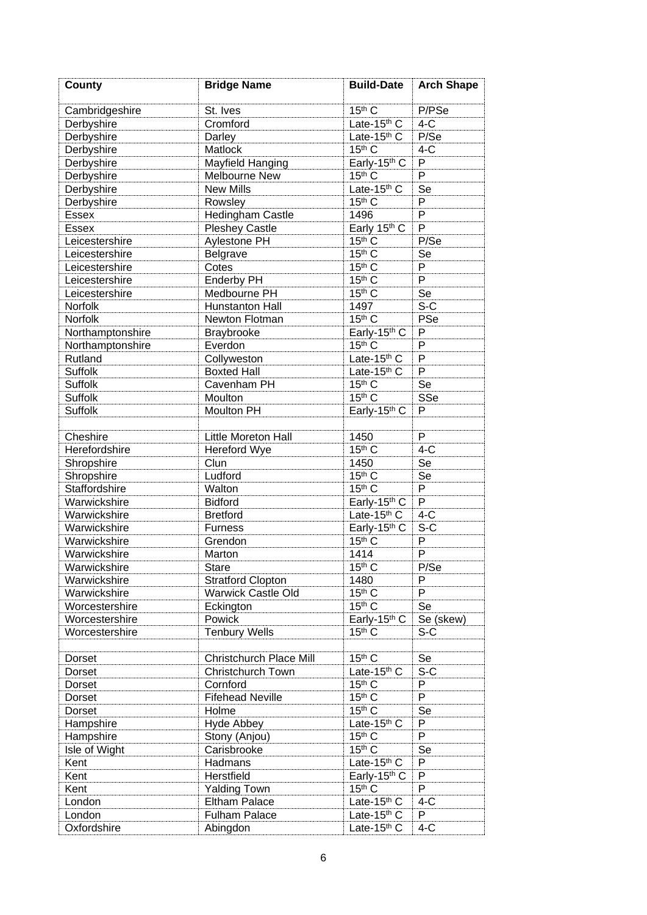| County | Bridge Name | Build-Date | Arch Shape |
|---|---|---|---|
| Cambridgeshire | St. Ives | 15th C | P/PSe |
| Derbyshire | Cromford | Late-15th C | 4-C |
| Derbyshire | Darley | Late-15th C | P/Se |
| Derbyshire | Matlock | 15th C | 4-C |
| Derbyshire | Mayfield Hanging | Early-15th C | P |
| Derbyshire | Melbourne New | 15th C | P |
| Derbyshire | New Mills | Late-15th C | Se |
| Derbyshire | Rowsley | 15th C | P |
| Essex | Hedingham Castle | 1496 | P |
| Essex | Pleshey Castle | Early 15th C | P |
| Leicestershire | Aylestone PH | 15th C | P/Se |
| Leicestershire | Belgrave | 15th C | Se |
| Leicestershire | Cotes | 15th C | P |
| Leicestershire | Enderby PH | 15th C | P |
| Leicestershire | Medbourne PH | 15th C | Se |
| Norfolk | Hunstanton Hall | 1497 | S-C |
| Norfolk | Newton Flotman | 15th C | PSe |
| Northamptonshire | Braybrooke | Early-15th C | P |
| Northamptonshire | Everdon | 15th C | P |
| Rutland | Collyweston | Late-15th C | P |
| Suffolk | Boxted Hall | Late-15th C | P |
| Suffolk | Cavenham PH | 15th C | Se |
| Suffolk | Moulton | 15th C | SSe |
| Suffolk | Moulton PH | Early-15th C | P |
| | | | |
| Cheshire | Little Moreton Hall | 1450 | P |
| Herefordshire | Hereford Wye | 15th C | 4-C |
| Shropshire | Clun | 1450 | Se |
| Shropshire | Ludford | 15th C | Se |
| Staffordshire | Walton | 15th C | P |
| Warwickshire | Bidford | Early-15th C | P |
| Warwickshire | Bretford | Late-15th C | 4-C |
| Warwickshire | Furness | Early-15th C | S-C |
| Warwickshire | Grendon | 15th C | P |
| Warwickshire | Marton | 1414 | P |
| Warwickshire | Stare | 15th C | P/Se |
| Warwickshire | Stratford Clopton | 1480 | P |
| Warwickshire | Warwick Castle Old | 15th C | P |
| Worcestershire | Eckington | 15th C | Se |
| Worcestershire | Powick | Early-15th C | Se (skew) |
| Worcestershire | Tenbury Wells | 15th C | S-C |
| | | | |
| Dorset | Christchurch Place Mill | 15th C | Se |
| Dorset | Christchurch Town | Late-15th C | S-C |
| Dorset | Cornford | 15th C | P |
| Dorset | Fifehead Neville | 15th C | P |
| Dorset | Holme | 15th C | Se |
| Hampshire | Hyde Abbey | Late-15th C | P |
| Hampshire | Stony (Anjou) | 15th C | P |
| Isle of Wight | Carisbrooke | 15th C | Se |
| Kent | Hadmans | Late-15th C | P |
| Kent | Herstfield | Early-15th C | P |
| Kent | Yalding Town | 15th C | P |
| London | Eltham Palace | Late-15th C | 4-C |
| London | Fulham Palace | Late-15th C | P |
| Oxfordshire | Abingdon | Late-15th C | 4-C |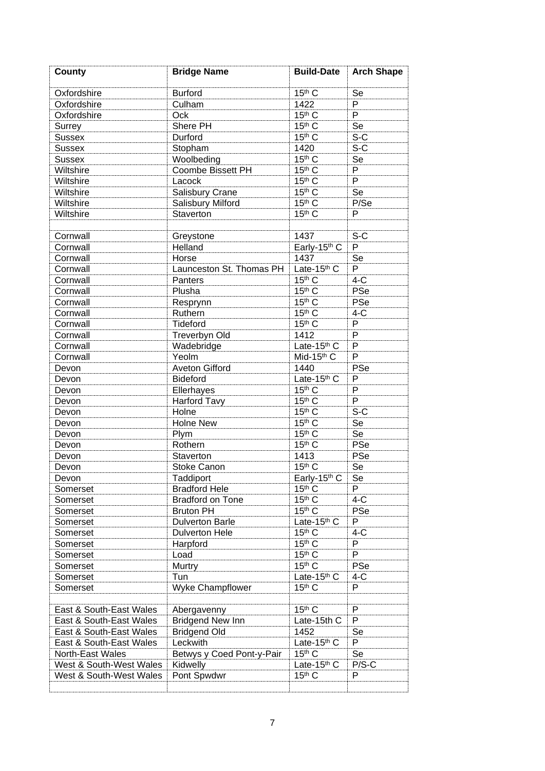| County | Bridge Name | Build-Date | Arch Shape |
|---|---|---|---|
| Oxfordshire | Burford | 15th C | Se |
| Oxfordshire | Culham | 1422 | P |
| Oxfordshire | Ock | 15th C | P |
| Surrey | Shere PH | 15th C | Se |
| Sussex | Durford | 15th C | S-C |
| Sussex | Stopham | 1420 | S-C |
| Sussex | Woolbeding | 15th C | Se |
| Wiltshire | Coombe Bissett PH | 15th C | P |
| Wiltshire | Lacock | 15th C | P |
| Wiltshire | Salisbury Crane | 15th C | Se |
| Wiltshire | Salisbury Milford | 15th C | P/Se |
| Wiltshire | Staverton | 15th C | P |
| | | | |
| Cornwall | Greystone | 1437 | S-C |
| Cornwall | Helland | Early-15th C | P |
| Cornwall | Horse | 1437 | Se |
| Cornwall | Launceston St. Thomas PH | Late-15th C | P |
| Cornwall | Panters | 15th C | 4-C |
| Cornwall | Plusha | 15th C | PSe |
| Cornwall | Resprynn | 15th C | PSe |
| Cornwall | Ruthern | 15th C | 4-C |
| Cornwall | Tideford | 15th C | P |
| Cornwall | Treverbyn Old | 1412 | P |
| Cornwall | Wadebridge | Late-15th C | P |
| Cornwall | Yeolm | Mid-15th C | P |
| Devon | Aveton Gifford | 1440 | PSe |
| Devon | Bideford | Late-15th C | P |
| Devon | Ellerhayes | 15th C | P |
| Devon | Harford Tavy | 15th C | P |
| Devon | Holne | 15th C | S-C |
| Devon | Holne New | 15th C | Se |
| Devon | Plym | 15th C | Se |
| Devon | Rothern | 15th C | PSe |
| Devon | Staverton | 1413 | PSe |
| Devon | Stoke Canon | 15th C | Se |
| Devon | Taddiport | Early-15th C | Se |
| Somerset | Bradford Hele | 15th C | P |
| Somerset | Bradford on Tone | 15th C | 4-C |
| Somerset | Bruton PH | 15th C | PSe |
| Somerset | Dulverton Barle | Late-15th C | P |
| Somerset | Dulverton Hele | 15th C | 4-C |
| Somerset | Harpford | 15th C | P |
| Somerset | Load | 15th C | P |
| Somerset | Murtry | 15th C | PSe |
| Somerset | Tun | Late-15th C | 4-C |
| Somerset | Wyke Champflower | 15th C | P |
| | | | |
| East & South-East Wales | Abergavenny | 15th C | P |
| East & South-East Wales | Bridgend New Inn | Late-15th C | P |
| East & South-East Wales | Bridgend Old | 1452 | Se |
| East & South-East Wales | Leckwith | Late-15th C | P |
| North-East Wales | Betwys y Coed Pont-y-Pair | 15th C | Se |
| West & South-West Wales | Kidwelly | Late-15th C | P/S-C |
| West & South-West Wales | Pont Spwdwr | 15th C | P |
| | | | |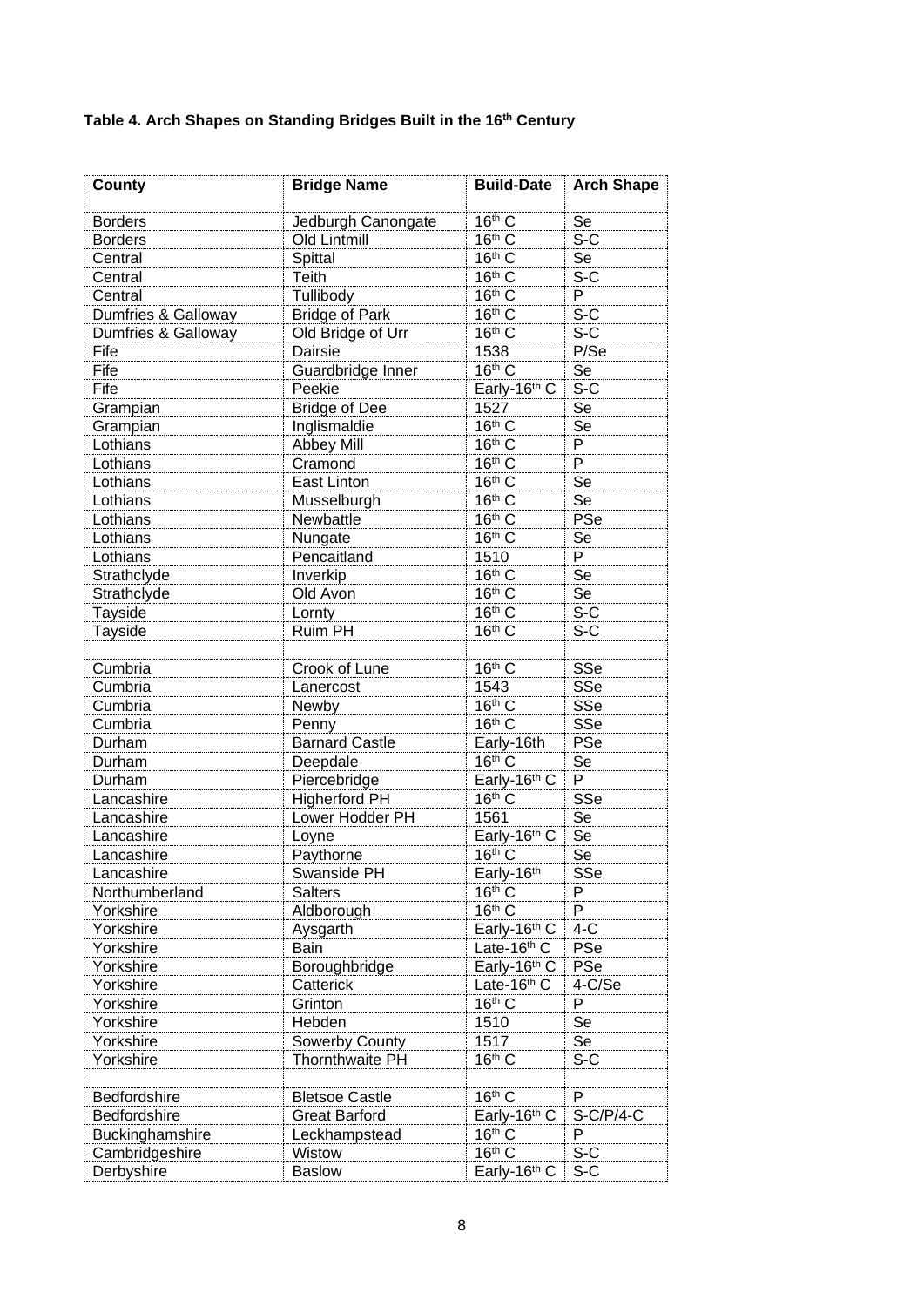**Table 4. Arch Shapes on Standing Bridges Built in the 16th Century**

| County | Bridge Name | Build-Date | Arch Shape |
|---|---|---|---|
| Borders | Jedburgh Canongate | 16th C | Se |
| Borders | Old Lintmill | 16th C | S-C |
| Central | Spittal | 16th C | Se |
| Central | Teith | 16th C | S-C |
| Central | Tullibody | 16th C | P |
| Dumfries & Galloway | Bridge of Park | 16th C | S-C |
| Dumfries & Galloway | Old Bridge of Urr | 16th C | S-C |
| Fife | Dairsie | 1538 | P/Se |
| Fife | Guardbridge Inner | 16th C | Se |
| Fife | Peekie | Early-16th C | S-C |
| Grampian | Bridge of Dee | 1527 | Se |
| Grampian | Inglismaldie | 16th C | Se |
| Lothians | Abbey Mill | 16th C | P |
| Lothians | Cramond | 16th C | P |
| Lothians | East Linton | 16th C | Se |
| Lothians | Musselburgh | 16th C | Se |
| Lothians | Newbattle | 16th C | PSe |
| Lothians | Nungate | 16th C | Se |
| Lothians | Pencaitland | 1510 | P |
| Strathclyde | Inverkip | 16th C | Se |
| Strathclyde | Old Avon | 16th C | Se |
| Tayside | Lornty | 16th C | S-C |
| Tayside | Ruim PH | 16th C | S-C |
| | | | |
| Cumbria | Crook of Lune | 16th C | SSe |
| Cumbria | Lanercost | 1543 | SSe |
| Cumbria | Newby | 16th C | SSe |
| Cumbria | Penny | 16th C | SSe |
| Durham | Barnard Castle | Early-16th | PSe |
| Durham | Deepdale | 16th C | Se |
| Durham | Piercebridge | Early-16th C | P |
| Lancashire | Higherford PH | 16th C | SSe |
| Lancashire | Lower Hodder PH | 1561 | Se |
| Lancashire | Loyne | Early-16th C | Se |
| Lancashire | Paythorne | 16th C | Se |
| Lancashire | Swanside PH | Early-16th | SSe |
| Northumberland | Salters | 16th C | P |
| Yorkshire | Aldborough | 16th C | P |
| Yorkshire | Aysgarth | Early-16th C | 4-C |
| Yorkshire | Bain | Late-16th C | PSe |
| Yorkshire | Boroughbridge | Early-16th C | PSe |
| Yorkshire | Catterick | Late-16th C | 4-C/Se |
| Yorkshire | Grinton | 16th C | P |
| Yorkshire | Hebden | 1510 | Se |
| Yorkshire | Sowerby County | 1517 | Se |
| Yorkshire | Thornthwaite PH | 16th C | S-C |
| | | | |
| Bedfordshire | Bletsoe Castle | 16th C | P |
| Bedfordshire | Great Barford | Early-16th C | S-C/P/4-C |
| Buckinghamshire | Leckhampstead | 16th C | P |
| Cambridgeshire | Wistow | 16th C | S-C |
| Derbyshire | Baslow | Early-16th C | S-C |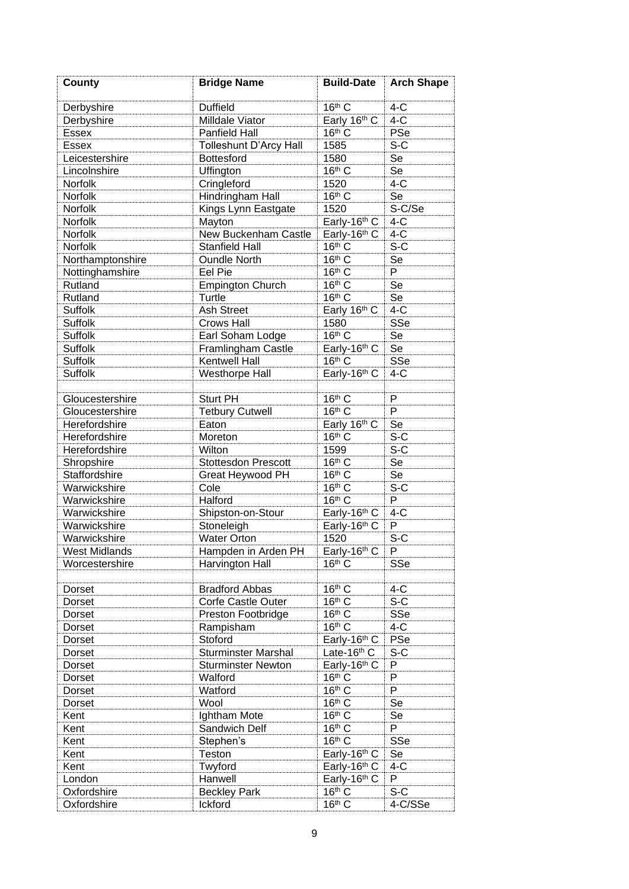| County | Bridge Name | Build-Date | Arch Shape |
|---|---|---|---|
| Derbyshire | Duffield | 16th C | 4-C |
| Derbyshire | Milldale Viator | Early 16th C | 4-C |
| Essex | Panfield Hall | 16th C | PSe |
| Essex | Tolleshunt D'Arcy Hall | 1585 | S-C |
| Leicestershire | Bottesford | 1580 | Se |
| Lincolnshire | Uffington | 16th C | Se |
| Norfolk | Cringleford | 1520 | 4-C |
| Norfolk | Hindringham Hall | 16th C | Se |
| Norfolk | Kings Lynn Eastgate | 1520 | S-C/Se |
| Norfolk | Mayton | Early-16th C | 4-C |
| Norfolk | New Buckenham Castle | Early-16th C | 4-C |
| Norfolk | Stanfield Hall | 16th C | S-C |
| Northamptonshire | Oundle North | 16th C | Se |
| Nottinghamshire | Eel Pie | 16th C | P |
| Rutland | Empington Church | 16th C | Se |
| Rutland | Turtle | 16th C | Se |
| Suffolk | Ash Street | Early 16th C | 4-C |
| Suffolk | Crows Hall | 1580 | SSe |
| Suffolk | Earl Soham Lodge | 16th C | Se |
| Suffolk | Framlingham Castle | Early-16th C | Se |
| Suffolk | Kentwell Hall | 16th C | SSe |
| Suffolk | Westhorpe Hall | Early-16th C | 4-C |
| | | | |
| Gloucestershire | Sturt PH | 16th C | P |
| Gloucestershire | Tetbury Cutwell | 16th C | P |
| Herefordshire | Eaton | Early 16th C | Se |
| Herefordshire | Moreton | 16th C | S-C |
| Herefordshire | Wilton | 1599 | S-C |
| Shropshire | Stottesdon Prescott | 16th C | Se |
| Staffordshire | Great Heywood PH | 16th C | Se |
| Warwickshire | Cole | 16th C | S-C |
| Warwickshire | Halford | 16th C | P |
| Warwickshire | Shipston-on-Stour | Early-16th C | 4-C |
| Warwickshire | Stoneleigh | Early-16th C | P |
| Warwickshire | Water Orton | 1520 | S-C |
| West Midlands | Hampden in Arden PH | Early-16th C | P |
| Worcestershire | Harvington Hall | 16th C | SSe |
| | | | |
| Dorset | Bradford Abbas | 16th C | 4-C |
| Dorset | Corfe Castle Outer | 16th C | S-C |
| Dorset | Preston Footbridge | 16th C | SSe |
| Dorset | Rampisham | 16th C | 4-C |
| Dorset | Stoford | Early-16th C | PSe |
| Dorset | Sturminster Marshal | Late-16th C | S-C |
| Dorset | Sturminster Newton | Early-16th C | P |
| Dorset | Walford | 16th C | P |
| Dorset | Watford | 16th C | P |
| Dorset | Wool | 16th C | Se |
| Kent | Ightham Mote | 16th C | Se |
| Kent | Sandwich Delf | 16th C | P |
| Kent | Stephen's | 16th C | SSe |
| Kent | Teston | Early-16th C | Se |
| Kent | Twyford | Early-16th C | 4-C |
| London | Hanwell | Early-16th C | P |
| Oxfordshire | Beckley Park | 16th C | S-C |
| Oxfordshire | Ickford | 16th C | 4-C/SSe |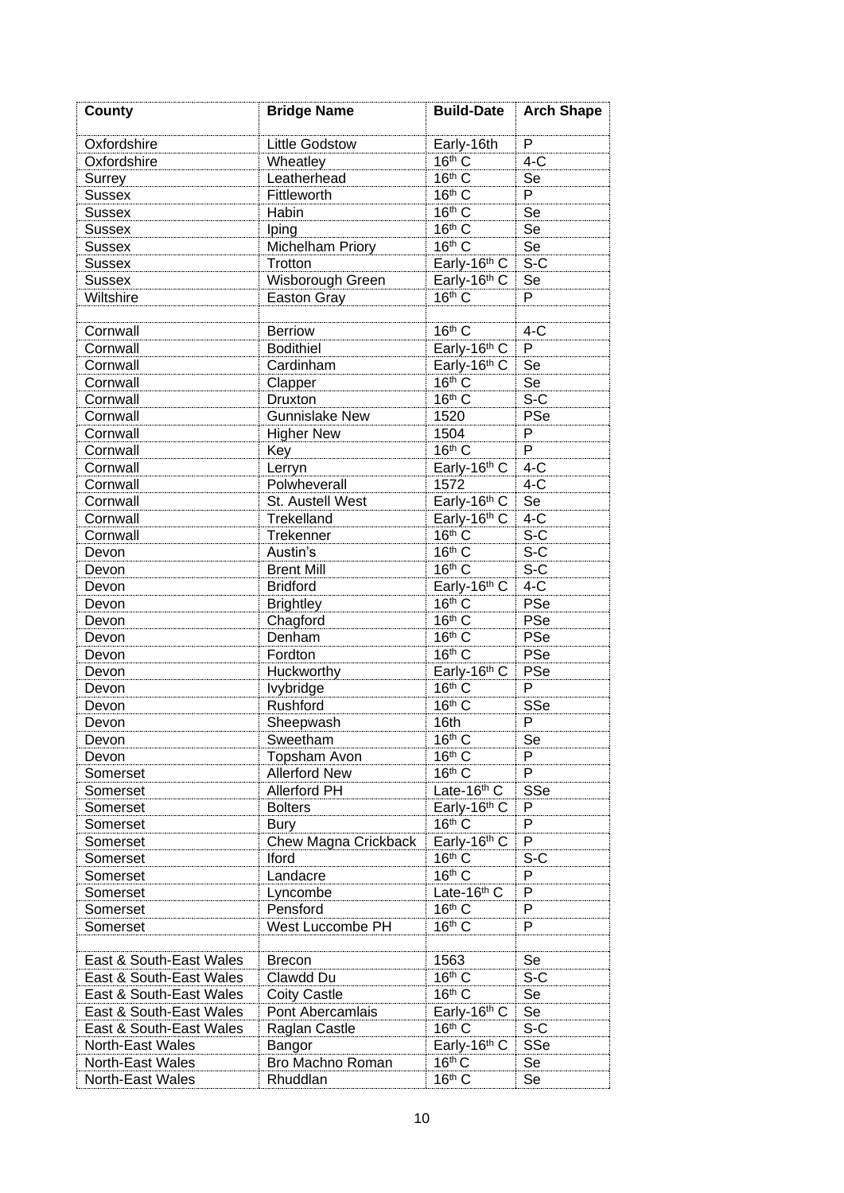| County | Bridge Name | Build-Date | Arch Shape |
|---|---|---|---|
| Oxfordshire | Little Godstow | Early-16th | P |
| Oxfordshire | Wheatley | 16th C | 4-C |
| Surrey | Leatherhead | 16th C | Se |
| Sussex | Fittleworth | 16th C | P |
| Sussex | Habin | 16th C | Se |
| Sussex | Iping | 16th C | Se |
| Sussex | Michelham Priory | 16th C | Se |
| Sussex | Trotton | Early-16th C | S-C |
| Sussex | Wisborough Green | Early-16th C | Se |
| Wiltshire | Easton Gray | 16th C | P |
| | | | |
| Cornwall | Berriow | 16th C | 4-C |
| Cornwall | Bodithiel | Early-16th C | P |
| Cornwall | Cardinham | Early-16th C | Se |
| Cornwall | Clapper | 16th C | Se |
| Cornwall | Druxton | 16th C | S-C |
| Cornwall | Gunnislake New | 1520 | PSe |
| Cornwall | Higher New | 1504 | P |
| Cornwall | Key | 16th C | P |
| Cornwall | Lerryn | Early-16th C | 4-C |
| Cornwall | Polwheverall | 1572 | 4-C |
| Cornwall | St. Austell West | Early-16th C | Se |
| Cornwall | Trekelland | Early-16th C | 4-C |
| Cornwall | Trekenner | 16th C | S-C |
| Devon | Austin's | 16th C | S-C |
| Devon | Brent Mill | 16th C | S-C |
| Devon | Bridford | Early-16th C | 4-C |
| Devon | Brightley | 16th C | PSe |
| Devon | Chagford | 16th C | PSe |
| Devon | Denham | 16th C | PSe |
| Devon | Fordton | 16th C | PSe |
| Devon | Huckworthy | Early-16th C | PSe |
| Devon | Ivybridge | 16th C | P |
| Devon | Rushford | 16th C | SSe |
| Devon | Sheepwash | 16th | P |
| Devon | Sweetham | 16th C | Se |
| Devon | Topsham Avon | 16th C | P |
| Somerset | Allerford New | 16th C | P |
| Somerset | Allerford PH | Late-16th C | SSe |
| Somerset | Bolters | Early-16th C | P |
| Somerset | Bury | 16th C | P |
| Somerset | Chew Magna Crickback | Early-16th C | P |
| Somerset | Iford | 16th C | S-C |
| Somerset | Landacre | 16th C | P |
| Somerset | Lyncombe | Late-16th C | P |
| Somerset | Pensford | 16th C | P |
| Somerset | West Luccombe PH | 16th C | P |
| | | | |
| East & South-East Wales | Brecon | 1563 | Se |
| East & South-East Wales | Clawdd Du | 16th C | S-C |
| East & South-East Wales | Coity Castle | 16th C | Se |
| East & South-East Wales | Pont Abercamlais | Early-16th C | Se |
| East & South-East Wales | Raglan Castle | 16th C | S-C |
| North-East Wales | Bangor | Early-16th C | SSe |
| North-East Wales | Bro Machno Roman | 16th C | Se |
| North-East Wales | Rhuddlan | 16th C | Se |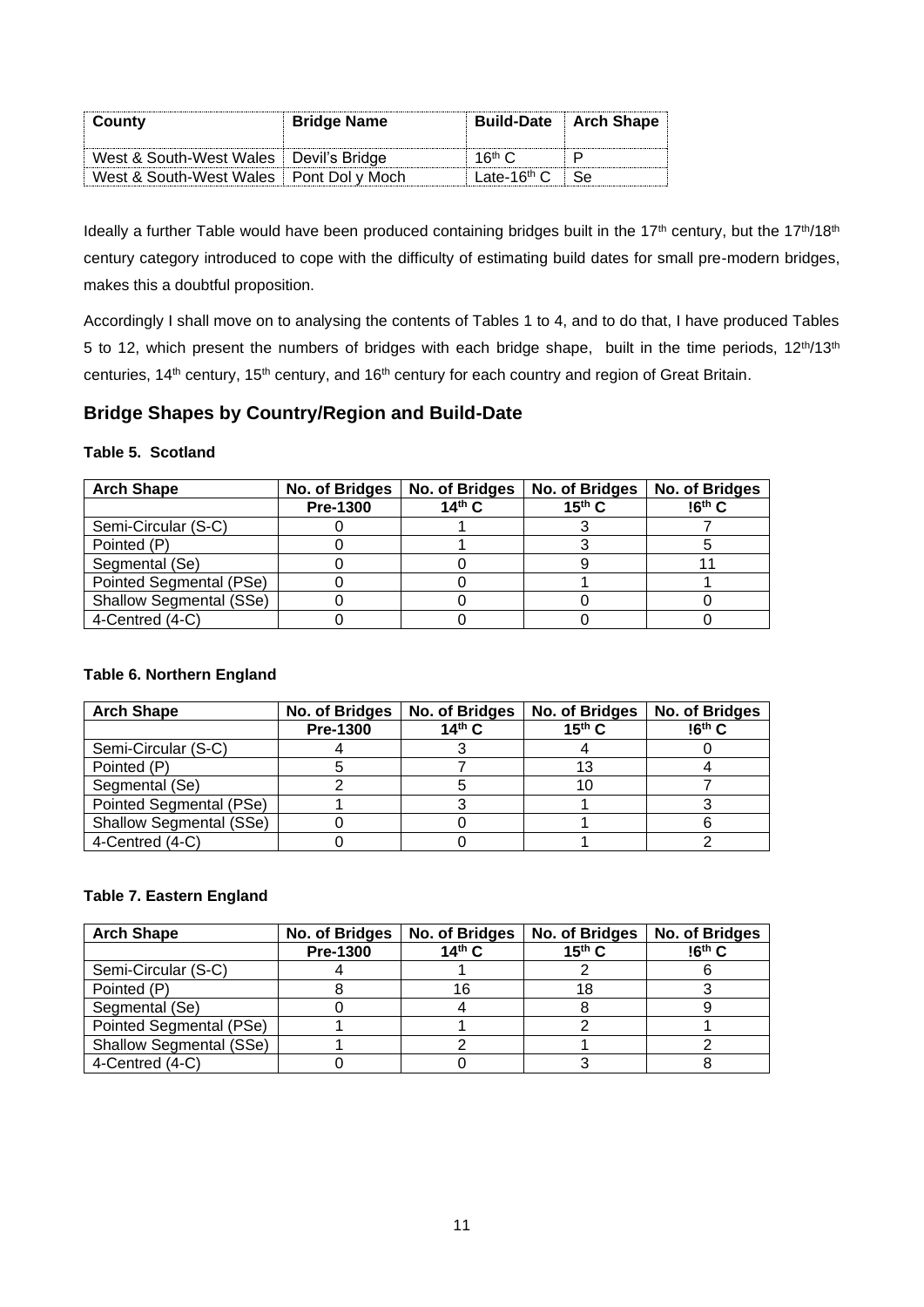| County | Bridge Name | Build-Date | Arch Shape |
|---|---|---|---|
| West & South-West Wales | Devil's Bridge | 16th C | P |
| West & South-West Wales | Pont Dol y Moch | Late-16th C | Se |

Ideally a further Table would have been produced containing bridges built in the 17th century, but the 17th/18th century category introduced to cope with the difficulty of estimating build dates for small pre-modern bridges, makes this a doubtful proposition.

Accordingly I shall move on to analysing the contents of Tables 1 to 4, and to do that, I have produced Tables 5 to 12, which present the numbers of bridges with each bridge shape, built in the time periods, 12th/13th centuries, 14th century, 15th century, and 16th century for each country and region of Great Britain.

## Bridge Shapes by Country/Region and Build-Date

**Table 5. Scotland**

| Arch Shape | No. of Bridges Pre-1300 | No. of Bridges 14th C | No. of Bridges 15th C | No. of Bridges !6th C |
|---|---|---|---|---|
| Semi-Circular (S-C) | 0 | 1 | 3 | 7 |
| Pointed (P) | 0 | 1 | 3 | 5 |
| Segmental (Se) | 0 | 0 | 9 | 11 |
| Pointed Segmental (PSe) | 0 | 0 | 1 | 1 |
| Shallow Segmental (SSe) | 0 | 0 | 0 | 0 |
| 4-Centred (4-C) | 0 | 0 | 0 | 0 |

**Table 6. Northern England**

| Arch Shape | No. of Bridges Pre-1300 | No. of Bridges 14th C | No. of Bridges 15th C | No. of Bridges !6th C |
|---|---|---|---|---|
| Semi-Circular (S-C) | 4 | 3 | 4 | 0 |
| Pointed (P) | 5 | 7 | 13 | 4 |
| Segmental (Se) | 2 | 5 | 10 | 7 |
| Pointed Segmental (PSe) | 1 | 3 | 1 | 3 |
| Shallow Segmental (SSe) | 0 | 0 | 1 | 6 |
| 4-Centred (4-C) | 0 | 0 | 1 | 2 |

**Table 7. Eastern England**

| Arch Shape | No. of Bridges Pre-1300 | No. of Bridges 14th C | No. of Bridges 15th C | No. of Bridges !6th C |
|---|---|---|---|---|
| Semi-Circular (S-C) | 4 | 1 | 2 | 6 |
| Pointed (P) | 8 | 16 | 18 | 3 |
| Segmental (Se) | 0 | 4 | 8 | 9 |
| Pointed Segmental (PSe) | 1 | 1 | 2 | 1 |
| Shallow Segmental (SSe) | 1 | 2 | 1 | 2 |
| 4-Centred (4-C) | 0 | 0 | 3 | 8 |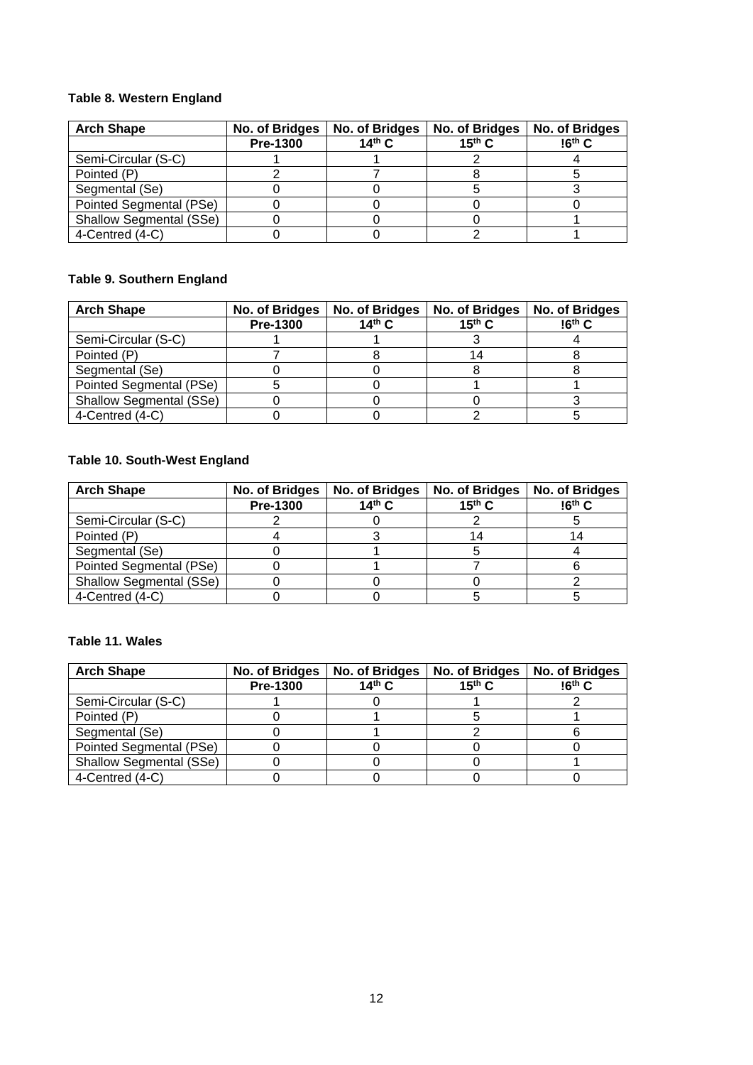**Table 8. Western England**

| Arch Shape | No. of Bridges | No. of Bridges | No. of Bridges | No. of Bridges |
|---|---|---|---|---|
| | **Pre-1300** | **14th C** | **15th C** | **!6th C** |
| Semi-Circular (S-C) | 1 | 1 | 2 | 4 |
| Pointed (P) | 2 | 7 | 8 | 5 |
| Segmental (Se) | 0 | 0 | 5 | 3 |
| Pointed Segmental (PSe) | 0 | 0 | 0 | 0 |
| Shallow Segmental (SSe) | 0 | 0 | 0 | 1 |
| 4-Centred (4-C) | 0 | 0 | 2 | 1 |

**Table 9. Southern England**

| Arch Shape | No. of Bridges | No. of Bridges | No. of Bridges | No. of Bridges |
|---|---|---|---|---|
| | **Pre-1300** | **14th C** | **15th C** | **!6th C** |
| Semi-Circular (S-C) | 1 | 1 | 3 | 4 |
| Pointed (P) | 7 | 8 | 14 | 8 |
| Segmental (Se) | 0 | 0 | 8 | 8 |
| Pointed Segmental (PSe) | 5 | 0 | 1 | 1 |
| Shallow Segmental (SSe) | 0 | 0 | 0 | 3 |
| 4-Centred (4-C) | 0 | 0 | 2 | 5 |

**Table 10. South-West England**

| Arch Shape | No. of Bridges | No. of Bridges | No. of Bridges | No. of Bridges |
|---|---|---|---|---|
| | **Pre-1300** | **14th C** | **15th C** | **!6th C** |
| Semi-Circular (S-C) | 2 | 0 | 2 | 5 |
| Pointed (P) | 4 | 3 | 14 | 14 |
| Segmental (Se) | 0 | 1 | 5 | 4 |
| Pointed Segmental (PSe) | 0 | 1 | 7 | 6 |
| Shallow Segmental (SSe) | 0 | 0 | 0 | 2 |
| 4-Centred (4-C) | 0 | 0 | 5 | 5 |

**Table 11. Wales**

| Arch Shape | No. of Bridges | No. of Bridges | No. of Bridges | No. of Bridges |
|---|---|---|---|---|
| | **Pre-1300** | **14th C** | **15th C** | **!6th C** |
| Semi-Circular (S-C) | 1 | 0 | 1 | 2 |
| Pointed (P) | 0 | 1 | 5 | 1 |
| Segmental (Se) | 0 | 1 | 2 | 6 |
| Pointed Segmental (PSe) | 0 | 0 | 0 | 0 |
| Shallow Segmental (SSe) | 0 | 0 | 0 | 1 |
| 4-Centred (4-C) | 0 | 0 | 0 | 0 |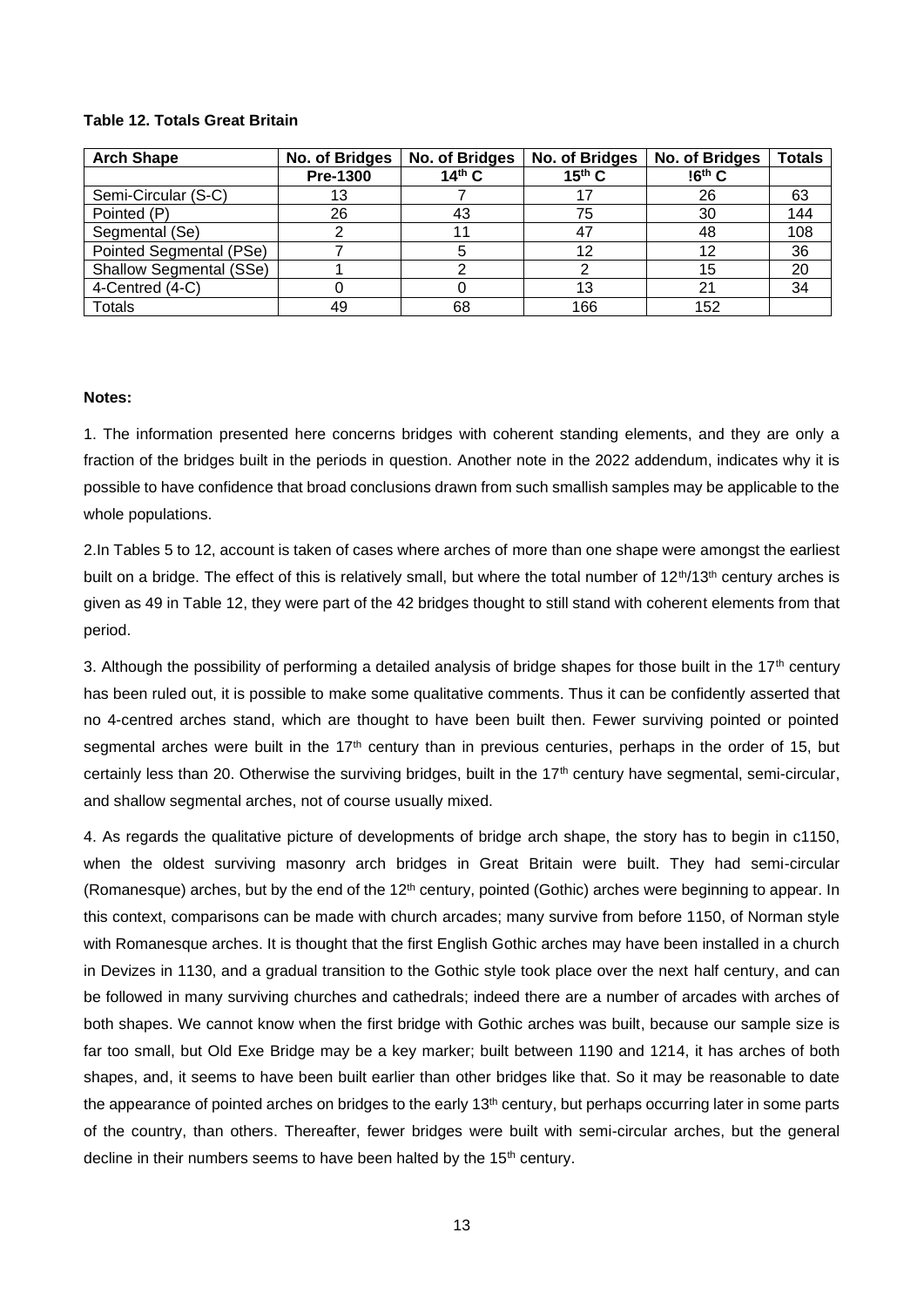**Table 12. Totals Great Britain**

| Arch Shape | No. of Bridges | No. of Bridges | No. of Bridges | No. of Bridges | Totals |
|---|---|---|---|---|---|
| | **Pre-1300** | **14th C** | **15th C** | **!6th C** | |
| Semi-Circular (S-C) | 13 | 7 | 17 | 26 | 63 |
| Pointed (P) | 26 | 43 | 75 | 30 | 144 |
| Segmental (Se) | 2 | 11 | 47 | 48 | 108 |
| Pointed Segmental (PSe) | 7 | 5 | 12 | 12 | 36 |
| Shallow Segmental (SSe) | 1 | 2 | 2 | 15 | 20 |
| 4-Centred (4-C) | 0 | 0 | 13 | 21 | 34 |
| Totals | 49 | 68 | 166 | 152 | |

**Notes:**

1. The information presented here concerns bridges with coherent standing elements, and they are only a fraction of the bridges built in the periods in question. Another note in the 2022 addendum, indicates why it is possible to have confidence that broad conclusions drawn from such smallish samples may be applicable to the whole populations.

2.In Tables 5 to 12, account is taken of cases where arches of more than one shape were amongst the earliest built on a bridge. The effect of this is relatively small, but where the total number of 12th/13th century arches is given as 49 in Table 12, they were part of the 42 bridges thought to still stand with coherent elements from that period.

3. Although the possibility of performing a detailed analysis of bridge shapes for those built in the 17th century has been ruled out, it is possible to make some qualitative comments. Thus it can be confidently asserted that no 4-centred arches stand, which are thought to have been built then. Fewer surviving pointed or pointed segmental arches were built in the 17th century than in previous centuries, perhaps in the order of 15, but certainly less than 20. Otherwise the surviving bridges, built in the 17th century have segmental, semi-circular, and shallow segmental arches, not of course usually mixed.

4. As regards the qualitative picture of developments of bridge arch shape, the story has to begin in c1150, when the oldest surviving masonry arch bridges in Great Britain were built. They had semi-circular (Romanesque) arches, but by the end of the 12th century, pointed (Gothic) arches were beginning to appear. In this context, comparisons can be made with church arcades; many survive from before 1150, of Norman style with Romanesque arches. It is thought that the first English Gothic arches may have been installed in a church in Devizes in 1130, and a gradual transition to the Gothic style took place over the next half century, and can be followed in many surviving churches and cathedrals; indeed there are a number of arcades with arches of both shapes. We cannot know when the first bridge with Gothic arches was built, because our sample size is far too small, but Old Exe Bridge may be a key marker; built between 1190 and 1214, it has arches of both shapes, and, it seems to have been built earlier than other bridges like that. So it may be reasonable to date the appearance of pointed arches on bridges to the early 13th century, but perhaps occurring later in some parts of the country, than others. Thereafter, fewer bridges were built with semi-circular arches, but the general decline in their numbers seems to have been halted by the 15th century.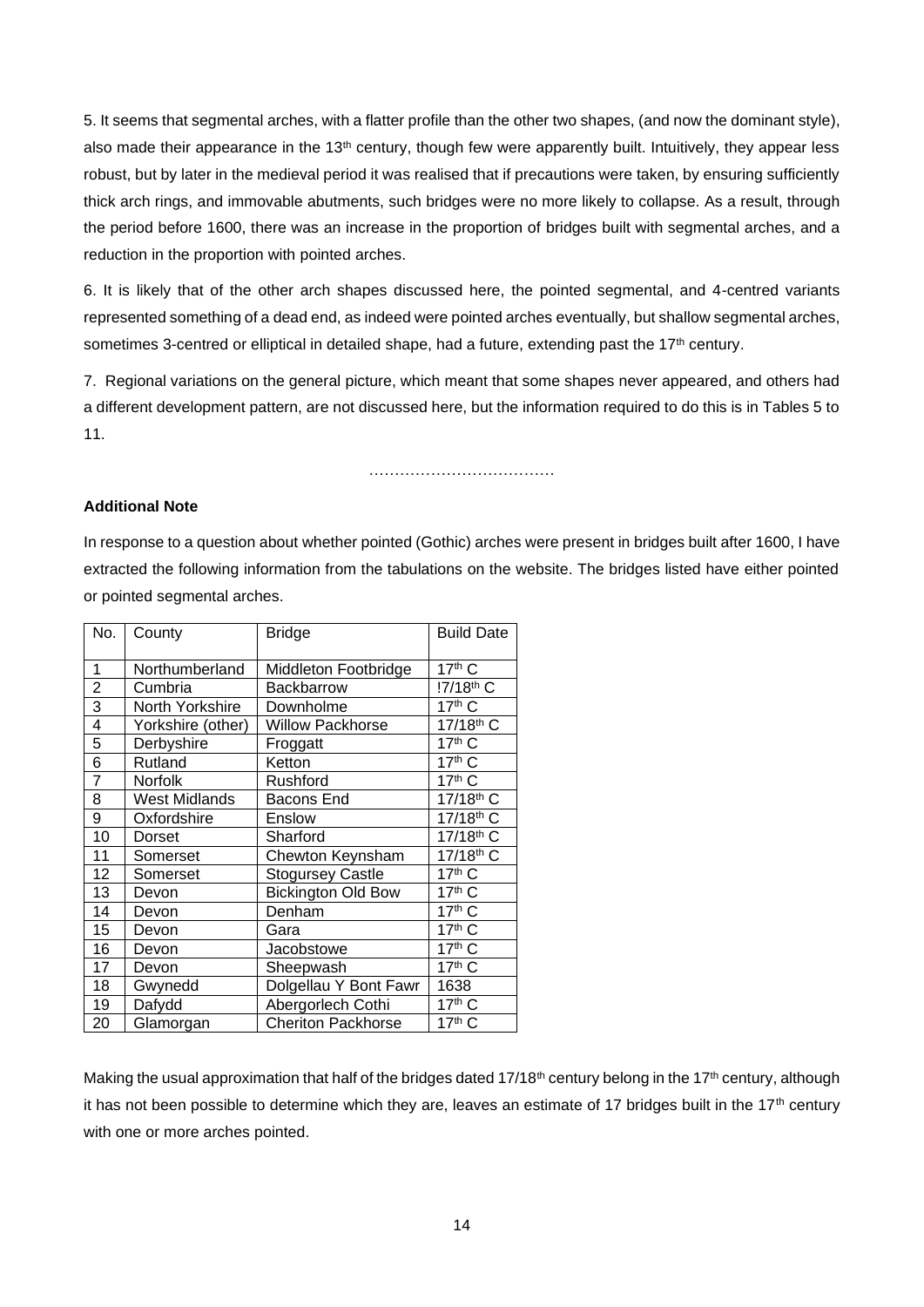5. It seems that segmental arches, with a flatter profile than the other two shapes, (and now the dominant style), also made their appearance in the 13th century, though few were apparently built. Intuitively, they appear less robust, but by later in the medieval period it was realised that if precautions were taken, by ensuring sufficiently thick arch rings, and immovable abutments, such bridges were no more likely to collapse. As a result, through the period before 1600, there was an increase in the proportion of bridges built with segmental arches, and a reduction in the proportion with pointed arches.

6. It is likely that of the other arch shapes discussed here, the pointed segmental, and 4-centred variants represented something of a dead end, as indeed were pointed arches eventually, but shallow segmental arches, sometimes 3-centred or elliptical in detailed shape, had a future, extending past the 17th century.

7. Regional variations on the general picture, which meant that some shapes never appeared, and others had a different development pattern, are not discussed here, but the information required to do this is in Tables 5 to 11.

………………………………

**Additional Note**

In response to a question about whether pointed (Gothic) arches were present in bridges built after 1600, I have extracted the following information from the tabulations on the website. The bridges listed have either pointed or pointed segmental arches.

| No. | County | Bridge | Build Date |
|---|---|---|---|
| 1 | Northumberland | Middleton Footbridge | 17th C |
| 2 | Cumbria | Backbarrow | !7/18th C |
| 3 | North Yorkshire | Downholme | 17th C |
| 4 | Yorkshire (other) | Willow Packhorse | 17/18th C |
| 5 | Derbyshire | Froggatt | 17th C |
| 6 | Rutland | Ketton | 17th C |
| 7 | Norfolk | Rushford | 17th C |
| 8 | West Midlands | Bacons End | 17/18th C |
| 9 | Oxfordshire | Enslow | 17/18th C |
| 10 | Dorset | Sharford | 17/18th C |
| 11 | Somerset | Chewton Keynsham | 17/18th C |
| 12 | Somerset | Stogursey Castle | 17th C |
| 13 | Devon | Bickington Old Bow | 17th C |
| 14 | Devon | Denham | 17th C |
| 15 | Devon | Gara | 17th C |
| 16 | Devon | Jacobstowe | 17th C |
| 17 | Devon | Sheepwash | 17th C |
| 18 | Gwynedd | Dolgellau Y Bont Fawr | 1638 |
| 19 | Dafydd | Abergorlech Cothi | 17th C |
| 20 | Glamorgan | Cheriton Packhorse | 17th C |

Making the usual approximation that half of the bridges dated 17/18th century belong in the 17th century, although it has not been possible to determine which they are, leaves an estimate of 17 bridges built in the 17th century with one or more arches pointed.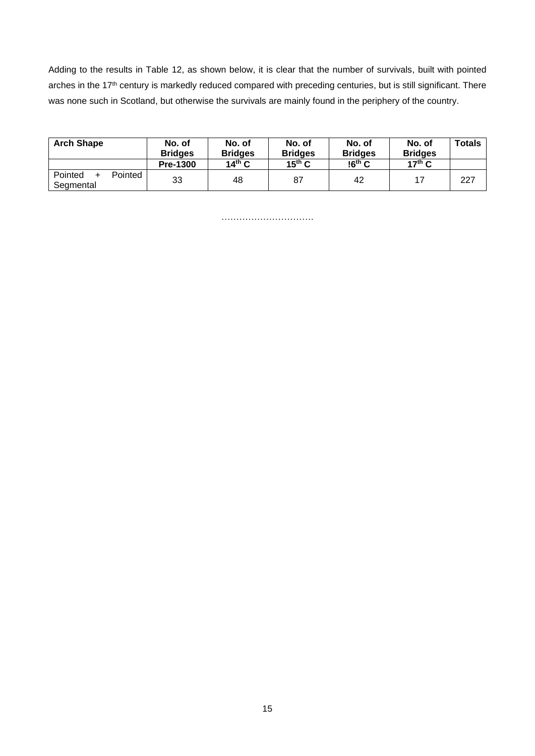Adding to the results in Table 12, as shown below, it is clear that the number of survivals, built with pointed arches in the 17th century is markedly reduced compared with preceding centuries, but is still significant. There was none such in Scotland, but otherwise the survivals are mainly found in the periphery of the country.

| Arch Shape | No. of Bridges | No. of Bridges | No. of Bridges | No. of Bridges | No. of Bridges | Totals |
|---|---|---|---|---|---|---|
| | **Pre-1300** | **14th C** | **15th C** | **!6th C** | **17th C** | |
| Pointed + Pointed Segmental | 33 | 48 | 87 | 42 | 17 | 227 |

…………………………